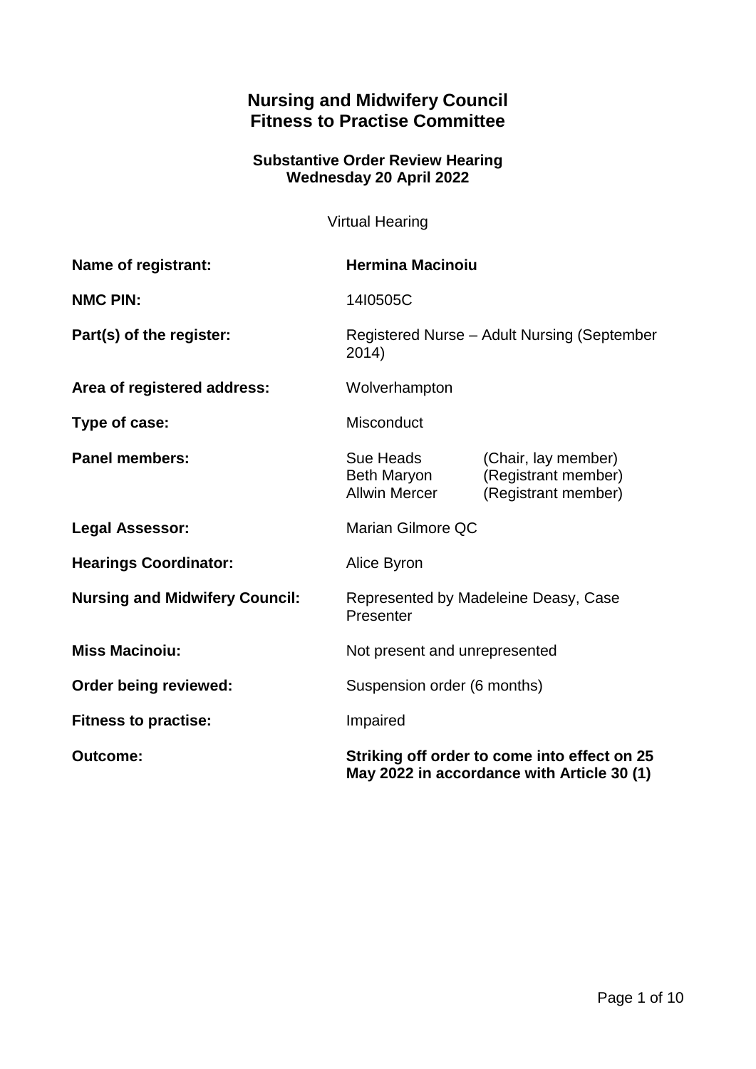# Nursing and Midwifery Council
# Fitness to Practise Committee

### Substantive Order Review Hearing
### Wednesday 20 April 2022

Virtual Hearing

| | | |
|---|---|---|
| **Name of registrant:** | **Hermina Macinoiu** | |
| **NMC PIN:** | 14I0505C | |
| **Part(s) of the register:** | Registered Nurse – Adult Nursing (September 2014) | |
| **Area of registered address:** | Wolverhampton | |
| **Type of case:** | Misconduct | |
| **Panel members:** | Sue Heads | (Chair, lay member) |
| | Beth Maryon | (Registrant member) |
| | Allwin Mercer | (Registrant member) |
| **Legal Assessor:** | Marian Gilmore QC | |
| **Hearings Coordinator:** | Alice Byron | |
| **Nursing and Midwifery Council:** | Represented by Madeleine Deasy, Case Presenter | |
| **Miss Macinoiu:** | Not present and unrepresented | |
| **Order being reviewed:** | Suspension order (6 months) | |
| **Fitness to practise:** | Impaired | |
| **Outcome:** | **Striking off order to come into effect on 25 May 2022 in accordance with Article 30 (1)** | |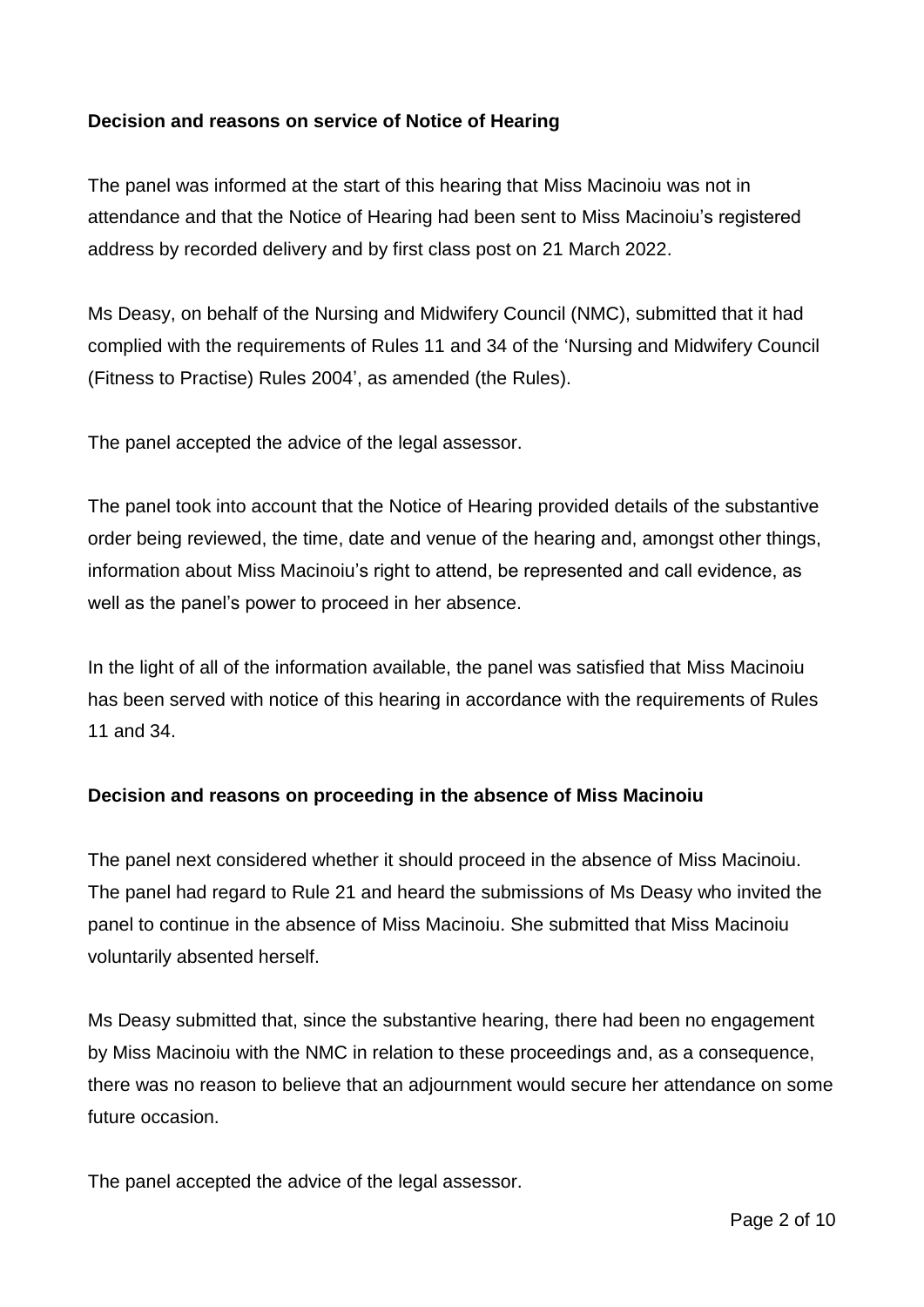**Decision and reasons on service of Notice of Hearing**

The panel was informed at the start of this hearing that Miss Macinoiu was not in attendance and that the Notice of Hearing had been sent to Miss Macinoiu's registered address by recorded delivery and by first class post on 21 March 2022.

Ms Deasy, on behalf of the Nursing and Midwifery Council (NMC), submitted that it had complied with the requirements of Rules 11 and 34 of the 'Nursing and Midwifery Council (Fitness to Practise) Rules 2004', as amended (the Rules).

The panel accepted the advice of the legal assessor.

The panel took into account that the Notice of Hearing provided details of the substantive order being reviewed, the time, date and venue of the hearing and, amongst other things, information about Miss Macinoiu's right to attend, be represented and call evidence, as well as the panel's power to proceed in her absence.

In the light of all of the information available, the panel was satisfied that Miss Macinoiu has been served with notice of this hearing in accordance with the requirements of Rules 11 and 34.

**Decision and reasons on proceeding in the absence of Miss Macinoiu**

The panel next considered whether it should proceed in the absence of Miss Macinoiu. The panel had regard to Rule 21 and heard the submissions of Ms Deasy who invited the panel to continue in the absence of Miss Macinoiu. She submitted that Miss Macinoiu voluntarily absented herself.

Ms Deasy submitted that, since the substantive hearing, there had been no engagement by Miss Macinoiu with the NMC in relation to these proceedings and, as a consequence, there was no reason to believe that an adjournment would secure her attendance on some future occasion.

The panel accepted the advice of the legal assessor.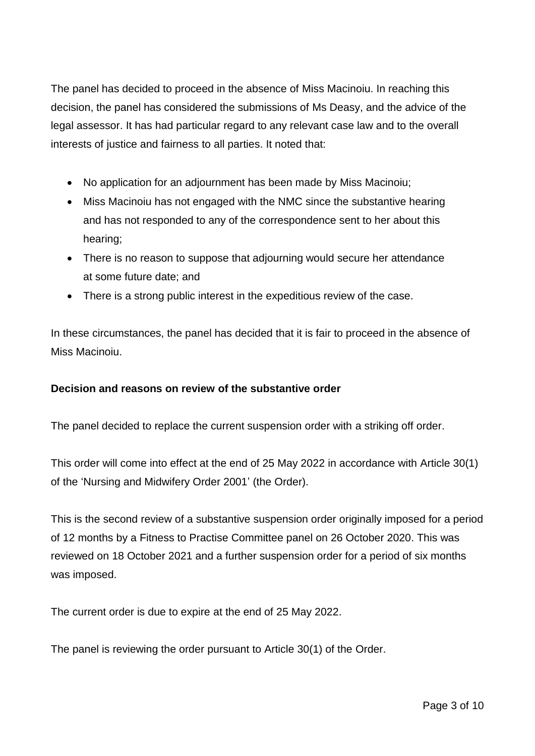The panel has decided to proceed in the absence of Miss Macinoiu. In reaching this decision, the panel has considered the submissions of Ms Deasy, and the advice of the legal assessor. It has had particular regard to any relevant case law and to the overall interests of justice and fairness to all parties. It noted that:

- No application for an adjournment has been made by Miss Macinoiu;
- Miss Macinoiu has not engaged with the NMC since the substantive hearing and has not responded to any of the correspondence sent to her about this hearing;
- There is no reason to suppose that adjourning would secure her attendance at some future date; and
- There is a strong public interest in the expeditious review of the case.

In these circumstances, the panel has decided that it is fair to proceed in the absence of Miss Macinoiu.

**Decision and reasons on review of the substantive order**

The panel decided to replace the current suspension order with a striking off order.

This order will come into effect at the end of 25 May 2022 in accordance with Article 30(1) of the 'Nursing and Midwifery Order 2001' (the Order).

This is the second review of a substantive suspension order originally imposed for a period of 12 months by a Fitness to Practise Committee panel on 26 October 2020. This was reviewed on 18 October 2021 and a further suspension order for a period of six months was imposed.

The current order is due to expire at the end of 25 May 2022.

The panel is reviewing the order pursuant to Article 30(1) of the Order.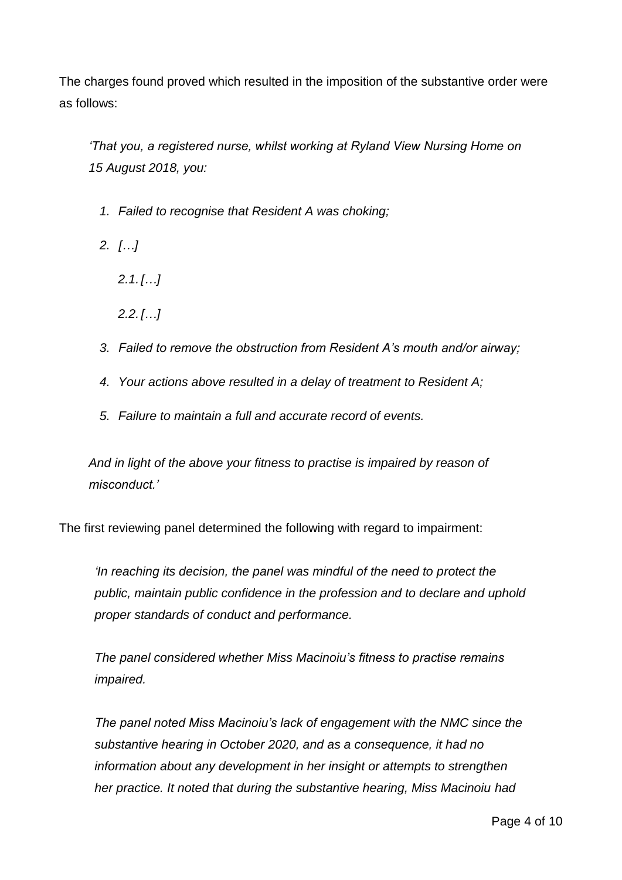The charges found proved which resulted in the imposition of the substantive order were as follows:

> *'That you, a registered nurse, whilst working at Ryland View Nursing Home on 15 August 2018, you:*
>
> 1. *Failed to recognise that Resident A was choking;*
> 2. *[…]*
>     - *2.1. […]*
>     - *2.2. […]*
> 3. *Failed to remove the obstruction from Resident A's mouth and/or airway;*
> 4. *Your actions above resulted in a delay of treatment to Resident A;*
> 5. *Failure to maintain a full and accurate record of events.*
>
> *And in light of the above your fitness to practise is impaired by reason of misconduct.'*

The first reviewing panel determined the following with regard to impairment:

> *'In reaching its decision, the panel was mindful of the need to protect the public, maintain public confidence in the profession and to declare and uphold proper standards of conduct and performance.*
>
> *The panel considered whether Miss Macinoiu's fitness to practise remains impaired.*
>
> *The panel noted Miss Macinoiu's lack of engagement with the NMC since the substantive hearing in October 2020, and as a consequence, it had no information about any development in her insight or attempts to strengthen her practice. It noted that during the substantive hearing, Miss Macinoiu had*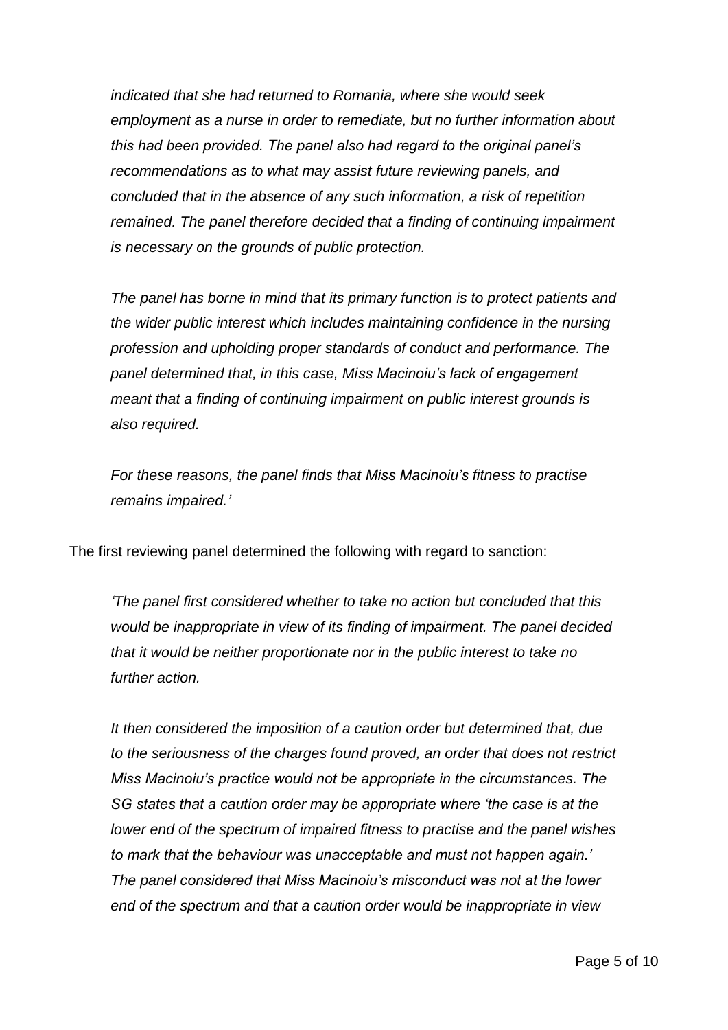*indicated that she had returned to Romania, where she would seek employment as a nurse in order to remediate, but no further information about this had been provided. The panel also had regard to the original panel's recommendations as to what may assist future reviewing panels, and concluded that in the absence of any such information, a risk of repetition remained. The panel therefore decided that a finding of continuing impairment is necessary on the grounds of public protection.*

*The panel has borne in mind that its primary function is to protect patients and the wider public interest which includes maintaining confidence in the nursing profession and upholding proper standards of conduct and performance. The panel determined that, in this case, Miss Macinoiu's lack of engagement meant that a finding of continuing impairment on public interest grounds is also required.*

*For these reasons, the panel finds that Miss Macinoiu's fitness to practise remains impaired.'*

The first reviewing panel determined the following with regard to sanction:

*'The panel first considered whether to take no action but concluded that this would be inappropriate in view of its finding of impairment. The panel decided that it would be neither proportionate nor in the public interest to take no further action.*

*It then considered the imposition of a caution order but determined that, due to the seriousness of the charges found proved, an order that does not restrict Miss Macinoiu's practice would not be appropriate in the circumstances. The SG states that a caution order may be appropriate where 'the case is at the lower end of the spectrum of impaired fitness to practise and the panel wishes to mark that the behaviour was unacceptable and must not happen again.' The panel considered that Miss Macinoiu's misconduct was not at the lower end of the spectrum and that a caution order would be inappropriate in view*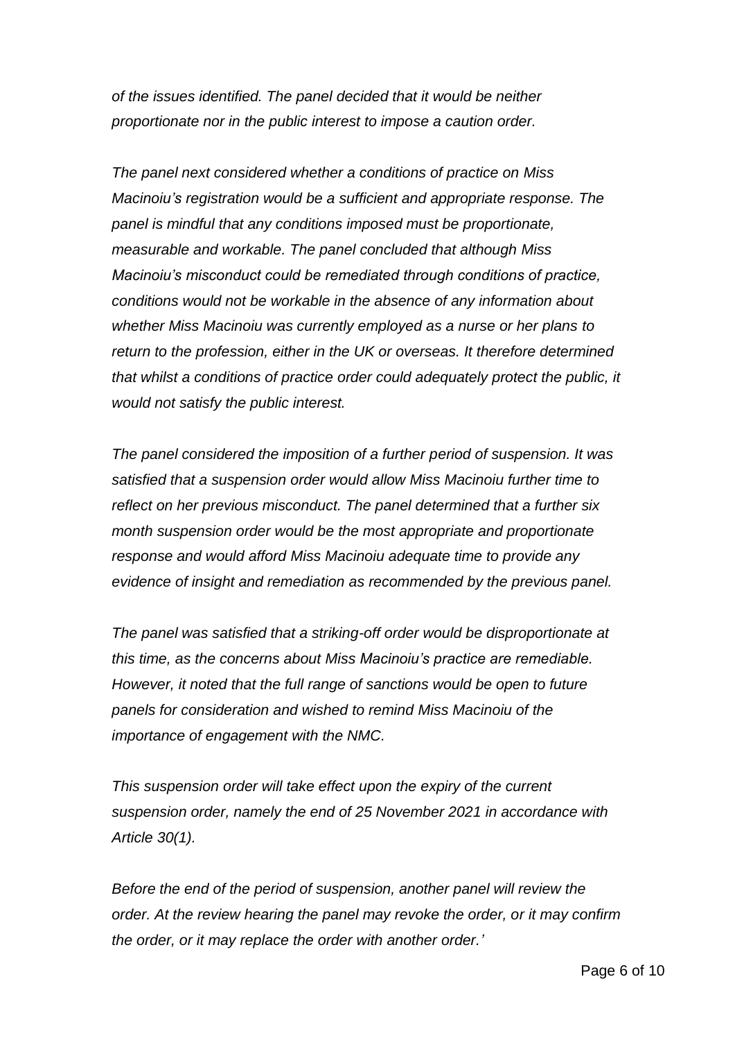*of the issues identified. The panel decided that it would be neither proportionate nor in the public interest to impose a caution order.*

*The panel next considered whether a conditions of practice on Miss Macinoiu's registration would be a sufficient and appropriate response. The panel is mindful that any conditions imposed must be proportionate, measurable and workable. The panel concluded that although Miss Macinoiu's misconduct could be remediated through conditions of practice, conditions would not be workable in the absence of any information about whether Miss Macinoiu was currently employed as a nurse or her plans to return to the profession, either in the UK or overseas. It therefore determined that whilst a conditions of practice order could adequately protect the public, it would not satisfy the public interest.*

*The panel considered the imposition of a further period of suspension. It was satisfied that a suspension order would allow Miss Macinoiu further time to reflect on her previous misconduct. The panel determined that a further six month suspension order would be the most appropriate and proportionate response and would afford Miss Macinoiu adequate time to provide any evidence of insight and remediation as recommended by the previous panel.*

*The panel was satisfied that a striking-off order would be disproportionate at this time, as the concerns about Miss Macinoiu's practice are remediable. However, it noted that the full range of sanctions would be open to future panels for consideration and wished to remind Miss Macinoiu of the importance of engagement with the NMC.*

*This suspension order will take effect upon the expiry of the current suspension order, namely the end of 25 November 2021 in accordance with Article 30(1).*

*Before the end of the period of suspension, another panel will review the order. At the review hearing the panel may revoke the order, or it may confirm the order, or it may replace the order with another order.'*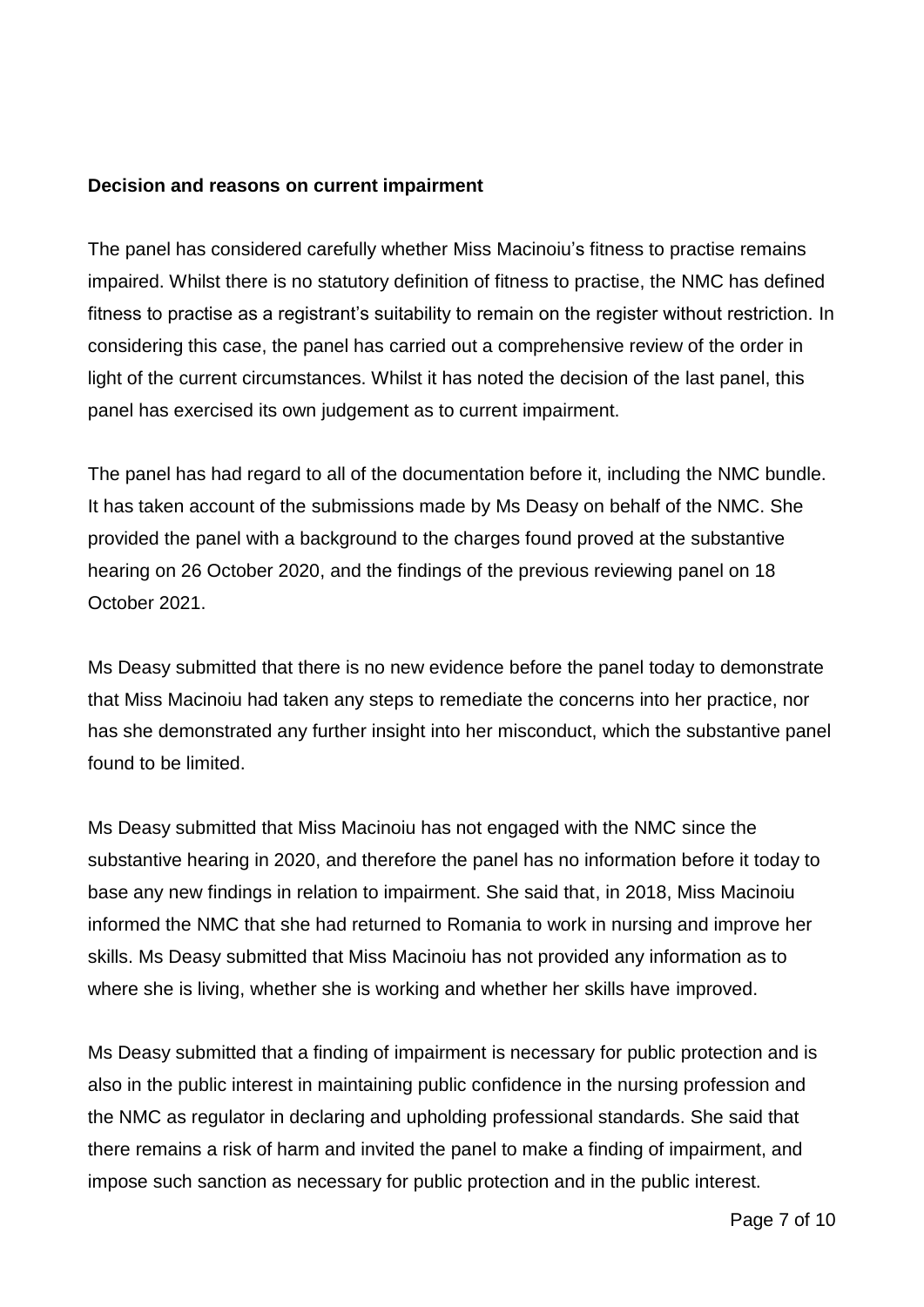**Decision and reasons on current impairment**

The panel has considered carefully whether Miss Macinoiu's fitness to practise remains impaired. Whilst there is no statutory definition of fitness to practise, the NMC has defined fitness to practise as a registrant's suitability to remain on the register without restriction. In considering this case, the panel has carried out a comprehensive review of the order in light of the current circumstances. Whilst it has noted the decision of the last panel, this panel has exercised its own judgement as to current impairment.

The panel has had regard to all of the documentation before it, including the NMC bundle. It has taken account of the submissions made by Ms Deasy on behalf of the NMC. She provided the panel with a background to the charges found proved at the substantive hearing on 26 October 2020, and the findings of the previous reviewing panel on 18 October 2021.

Ms Deasy submitted that there is no new evidence before the panel today to demonstrate that Miss Macinoiu had taken any steps to remediate the concerns into her practice, nor has she demonstrated any further insight into her misconduct, which the substantive panel found to be limited.

Ms Deasy submitted that Miss Macinoiu has not engaged with the NMC since the substantive hearing in 2020, and therefore the panel has no information before it today to base any new findings in relation to impairment. She said that, in 2018, Miss Macinoiu informed the NMC that she had returned to Romania to work in nursing and improve her skills. Ms Deasy submitted that Miss Macinoiu has not provided any information as to where she is living, whether she is working and whether her skills have improved.

Ms Deasy submitted that a finding of impairment is necessary for public protection and is also in the public interest in maintaining public confidence in the nursing profession and the NMC as regulator in declaring and upholding professional standards. She said that there remains a risk of harm and invited the panel to make a finding of impairment, and impose such sanction as necessary for public protection and in the public interest.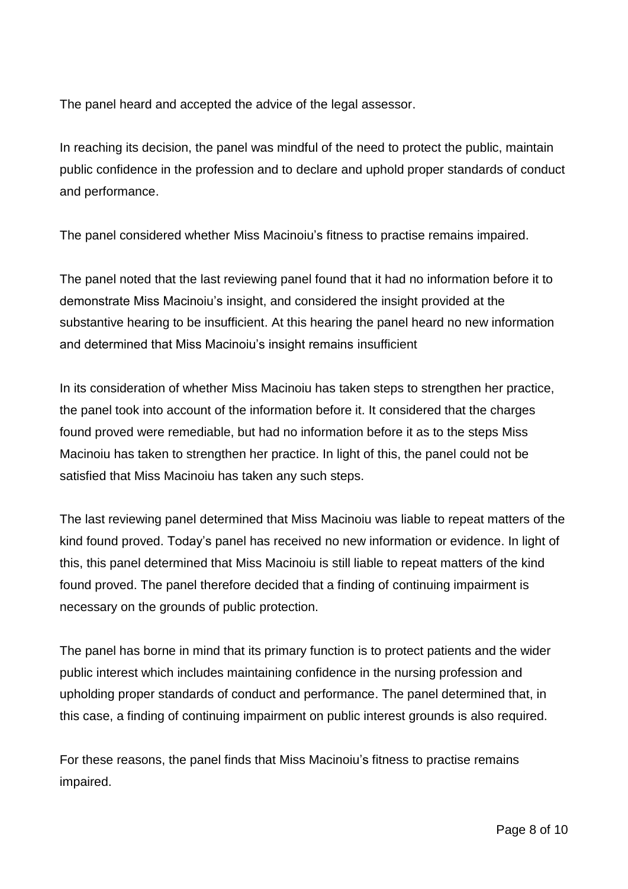The panel heard and accepted the advice of the legal assessor.

In reaching its decision, the panel was mindful of the need to protect the public, maintain public confidence in the profession and to declare and uphold proper standards of conduct and performance.

The panel considered whether Miss Macinoiu's fitness to practise remains impaired.

The panel noted that the last reviewing panel found that it had no information before it to demonstrate Miss Macinoiu's insight, and considered the insight provided at the substantive hearing to be insufficient. At this hearing the panel heard no new information and determined that Miss Macinoiu's insight remains insufficient

In its consideration of whether Miss Macinoiu has taken steps to strengthen her practice, the panel took into account of the information before it. It considered that the charges found proved were remediable, but had no information before it as to the steps Miss Macinoiu has taken to strengthen her practice. In light of this, the panel could not be satisfied that Miss Macinoiu has taken any such steps.

The last reviewing panel determined that Miss Macinoiu was liable to repeat matters of the kind found proved. Today's panel has received no new information or evidence. In light of this, this panel determined that Miss Macinoiu is still liable to repeat matters of the kind found proved. The panel therefore decided that a finding of continuing impairment is necessary on the grounds of public protection.

The panel has borne in mind that its primary function is to protect patients and the wider public interest which includes maintaining confidence in the nursing profession and upholding proper standards of conduct and performance. The panel determined that, in this case, a finding of continuing impairment on public interest grounds is also required.

For these reasons, the panel finds that Miss Macinoiu's fitness to practise remains impaired.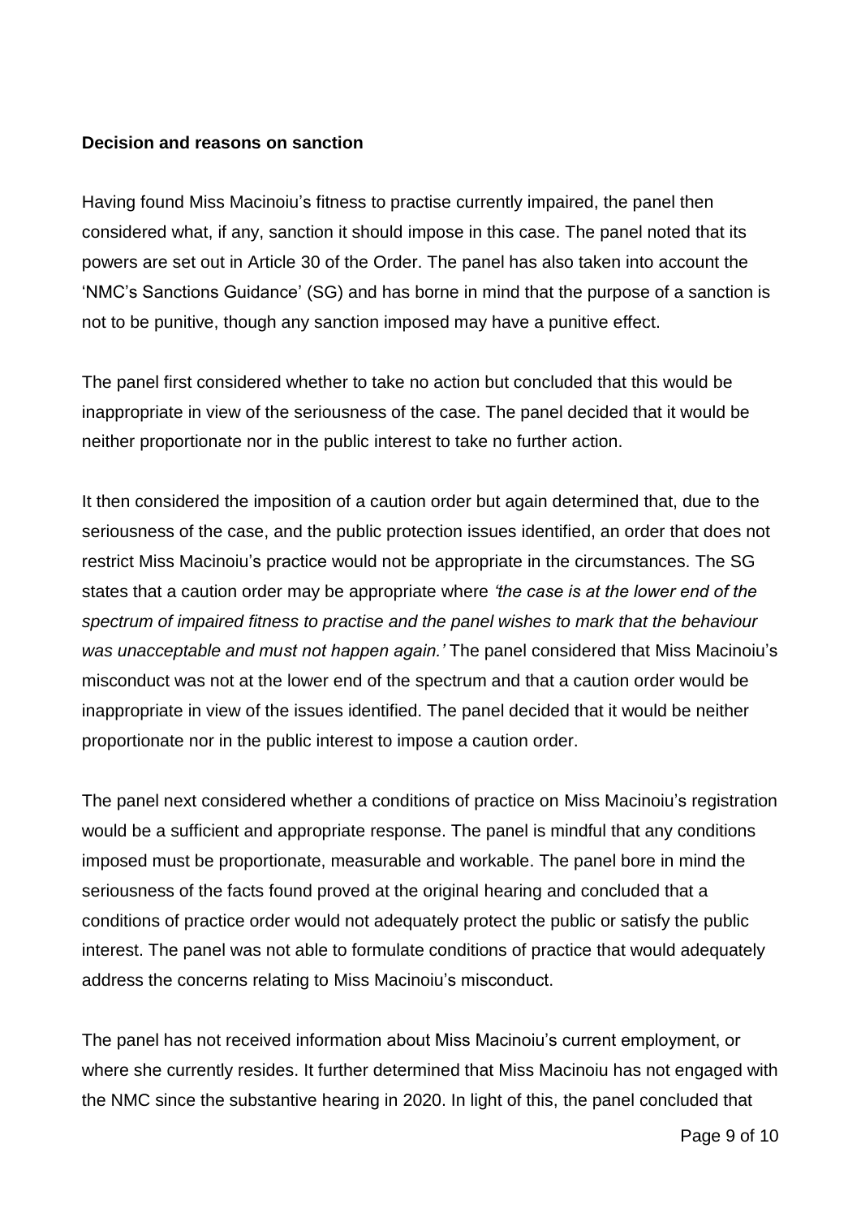**Decision and reasons on sanction**

Having found Miss Macinoiu's fitness to practise currently impaired, the panel then considered what, if any, sanction it should impose in this case. The panel noted that its powers are set out in Article 30 of the Order. The panel has also taken into account the 'NMC's Sanctions Guidance' (SG) and has borne in mind that the purpose of a sanction is not to be punitive, though any sanction imposed may have a punitive effect.

The panel first considered whether to take no action but concluded that this would be inappropriate in view of the seriousness of the case. The panel decided that it would be neither proportionate nor in the public interest to take no further action.

It then considered the imposition of a caution order but again determined that, due to the seriousness of the case, and the public protection issues identified, an order that does not restrict Miss Macinoiu's practice would not be appropriate in the circumstances. The SG states that a caution order may be appropriate where *'the case is at the lower end of the spectrum of impaired fitness to practise and the panel wishes to mark that the behaviour was unacceptable and must not happen again.'* The panel considered that Miss Macinoiu's misconduct was not at the lower end of the spectrum and that a caution order would be inappropriate in view of the issues identified. The panel decided that it would be neither proportionate nor in the public interest to impose a caution order.

The panel next considered whether a conditions of practice on Miss Macinoiu's registration would be a sufficient and appropriate response. The panel is mindful that any conditions imposed must be proportionate, measurable and workable. The panel bore in mind the seriousness of the facts found proved at the original hearing and concluded that a conditions of practice order would not adequately protect the public or satisfy the public interest. The panel was not able to formulate conditions of practice that would adequately address the concerns relating to Miss Macinoiu's misconduct.

The panel has not received information about Miss Macinoiu's current employment, or where she currently resides. It further determined that Miss Macinoiu has not engaged with the NMC since the substantive hearing in 2020. In light of this, the panel concluded that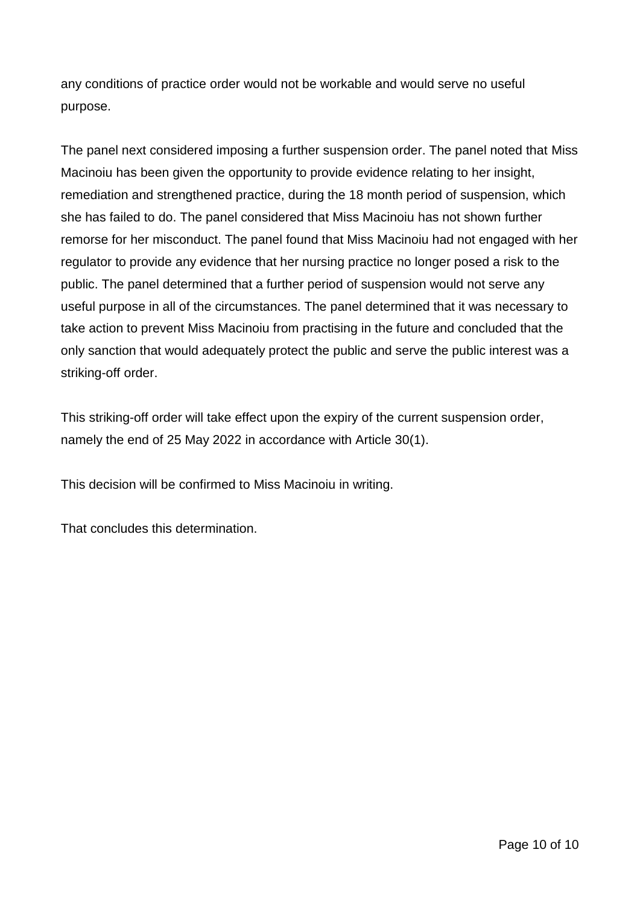any conditions of practice order would not be workable and would serve no useful purpose.

The panel next considered imposing a further suspension order. The panel noted that Miss Macinoiu has been given the opportunity to provide evidence relating to her insight, remediation and strengthened practice, during the 18 month period of suspension, which she has failed to do. The panel considered that Miss Macinoiu has not shown further remorse for her misconduct. The panel found that Miss Macinoiu had not engaged with her regulator to provide any evidence that her nursing practice no longer posed a risk to the public. The panel determined that a further period of suspension would not serve any useful purpose in all of the circumstances. The panel determined that it was necessary to take action to prevent Miss Macinoiu from practising in the future and concluded that the only sanction that would adequately protect the public and serve the public interest was a striking-off order.

This striking-off order will take effect upon the expiry of the current suspension order, namely the end of 25 May 2022 in accordance with Article 30(1).

This decision will be confirmed to Miss Macinoiu in writing.

That concludes this determination.